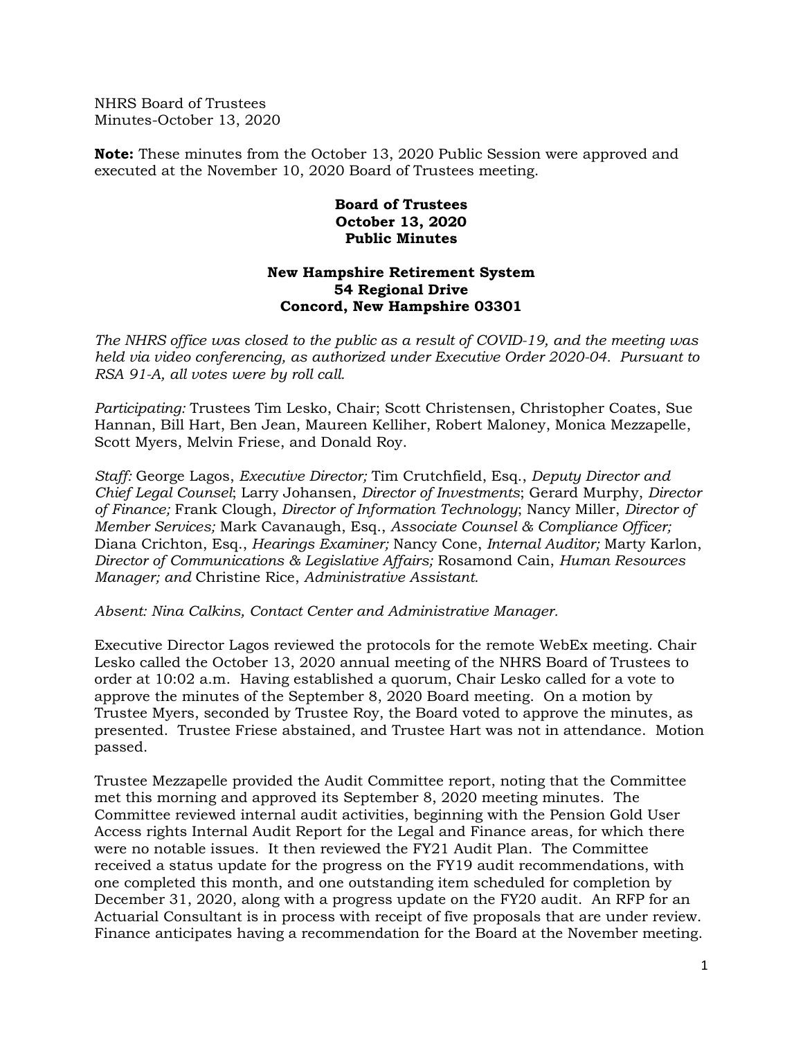NHRS Board of Trustees
Minutes-October 13, 2020

**Note:** These minutes from the October 13, 2020 Public Session were approved and executed at the November 10, 2020 Board of Trustees meeting.

**Board of Trustees**
**October 13, 2020**
**Public Minutes**

**New Hampshire Retirement System**
**54 Regional Drive**
**Concord, New Hampshire 03301**

*The NHRS office was closed to the public as a result of COVID-19, and the meeting was held via video conferencing, as authorized under Executive Order 2020-04. Pursuant to RSA 91-A, all votes were by roll call.*

*Participating:* Trustees Tim Lesko, Chair; Scott Christensen, Christopher Coates, Sue Hannan, Bill Hart, Ben Jean, Maureen Kelliher, Robert Maloney, Monica Mezzapelle, Scott Myers, Melvin Friese, and Donald Roy.

*Staff:* George Lagos, *Executive Director;* Tim Crutchfield, Esq., *Deputy Director and Chief Legal Counsel*; Larry Johansen, *Director of Investments*; Gerard Murphy, *Director of Finance;* Frank Clough, *Director of Information Technology*; Nancy Miller, *Director of Member Services;* Mark Cavanaugh, Esq., *Associate Counsel & Compliance Officer;* Diana Crichton, Esq., *Hearings Examiner;* Nancy Cone, *Internal Auditor;* Marty Karlon, *Director of Communications & Legislative Affairs;* Rosamond Cain, *Human Resources Manager; and* Christine Rice, *Administrative Assistant.*

*Absent: Nina Calkins, Contact Center and Administrative Manager.*

Executive Director Lagos reviewed the protocols for the remote WebEx meeting. Chair Lesko called the October 13, 2020 annual meeting of the NHRS Board of Trustees to order at 10:02 a.m. Having established a quorum, Chair Lesko called for a vote to approve the minutes of the September 8, 2020 Board meeting. On a motion by Trustee Myers, seconded by Trustee Roy, the Board voted to approve the minutes, as presented. Trustee Friese abstained, and Trustee Hart was not in attendance. Motion passed.

Trustee Mezzapelle provided the Audit Committee report, noting that the Committee met this morning and approved its September 8, 2020 meeting minutes. The Committee reviewed internal audit activities, beginning with the Pension Gold User Access rights Internal Audit Report for the Legal and Finance areas, for which there were no notable issues. It then reviewed the FY21 Audit Plan. The Committee received a status update for the progress on the FY19 audit recommendations, with one completed this month, and one outstanding item scheduled for completion by December 31, 2020, along with a progress update on the FY20 audit. An RFP for an Actuarial Consultant is in process with receipt of five proposals that are under review. Finance anticipates having a recommendation for the Board at the November meeting.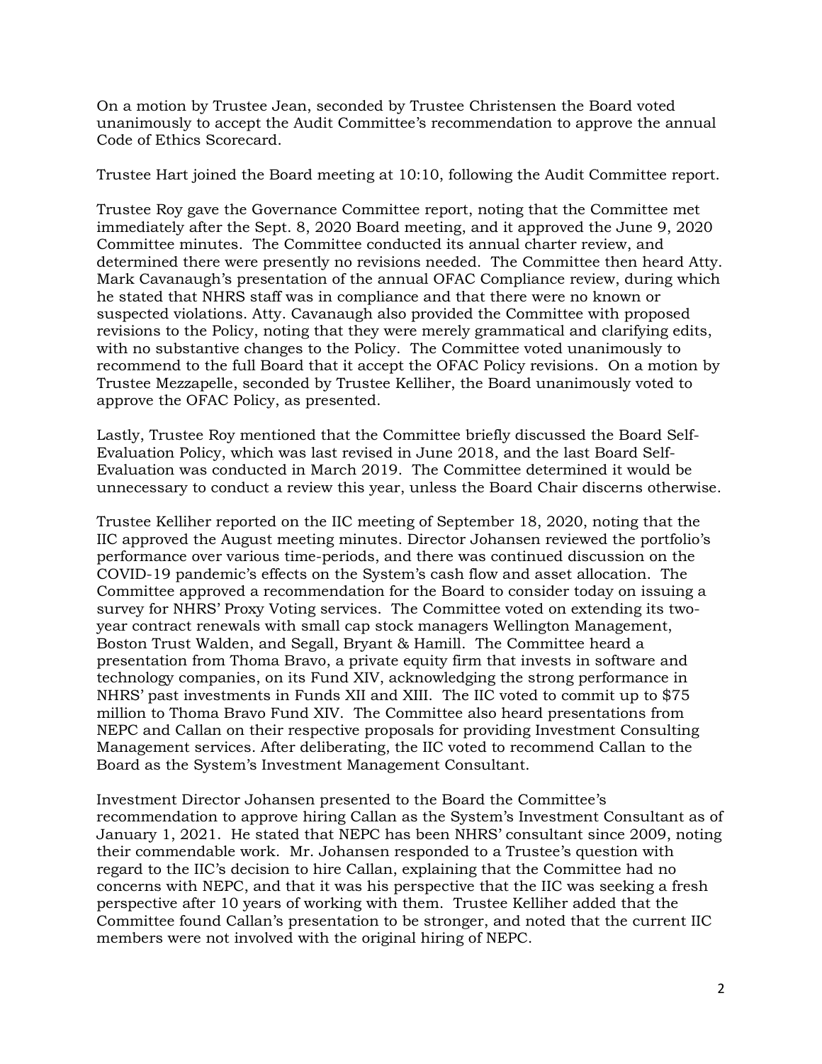On a motion by Trustee Jean, seconded by Trustee Christensen the Board voted unanimously to accept the Audit Committee's recommendation to approve the annual Code of Ethics Scorecard.

Trustee Hart joined the Board meeting at 10:10, following the Audit Committee report.

Trustee Roy gave the Governance Committee report, noting that the Committee met immediately after the Sept. 8, 2020 Board meeting, and it approved the June 9, 2020 Committee minutes. The Committee conducted its annual charter review, and determined there were presently no revisions needed. The Committee then heard Atty. Mark Cavanaugh's presentation of the annual OFAC Compliance review, during which he stated that NHRS staff was in compliance and that there were no known or suspected violations. Atty. Cavanaugh also provided the Committee with proposed revisions to the Policy, noting that they were merely grammatical and clarifying edits, with no substantive changes to the Policy. The Committee voted unanimously to recommend to the full Board that it accept the OFAC Policy revisions. On a motion by Trustee Mezzapelle, seconded by Trustee Kelliher, the Board unanimously voted to approve the OFAC Policy, as presented.

Lastly, Trustee Roy mentioned that the Committee briefly discussed the Board Self-Evaluation Policy, which was last revised in June 2018, and the last Board Self-Evaluation was conducted in March 2019. The Committee determined it would be unnecessary to conduct a review this year, unless the Board Chair discerns otherwise.

Trustee Kelliher reported on the IIC meeting of September 18, 2020, noting that the IIC approved the August meeting minutes. Director Johansen reviewed the portfolio's performance over various time-periods, and there was continued discussion on the COVID-19 pandemic's effects on the System's cash flow and asset allocation. The Committee approved a recommendation for the Board to consider today on issuing a survey for NHRS' Proxy Voting services. The Committee voted on extending its two-year contract renewals with small cap stock managers Wellington Management, Boston Trust Walden, and Segall, Bryant & Hamill. The Committee heard a presentation from Thoma Bravo, a private equity firm that invests in software and technology companies, on its Fund XIV, acknowledging the strong performance in NHRS' past investments in Funds XII and XIII. The IIC voted to commit up to $75 million to Thoma Bravo Fund XIV. The Committee also heard presentations from NEPC and Callan on their respective proposals for providing Investment Consulting Management services. After deliberating, the IIC voted to recommend Callan to the Board as the System's Investment Management Consultant.

Investment Director Johansen presented to the Board the Committee's recommendation to approve hiring Callan as the System's Investment Consultant as of January 1, 2021. He stated that NEPC has been NHRS' consultant since 2009, noting their commendable work. Mr. Johansen responded to a Trustee's question with regard to the IIC's decision to hire Callan, explaining that the Committee had no concerns with NEPC, and that it was his perspective that the IIC was seeking a fresh perspective after 10 years of working with them. Trustee Kelliher added that the Committee found Callan's presentation to be stronger, and noted that the current IIC members were not involved with the original hiring of NEPC.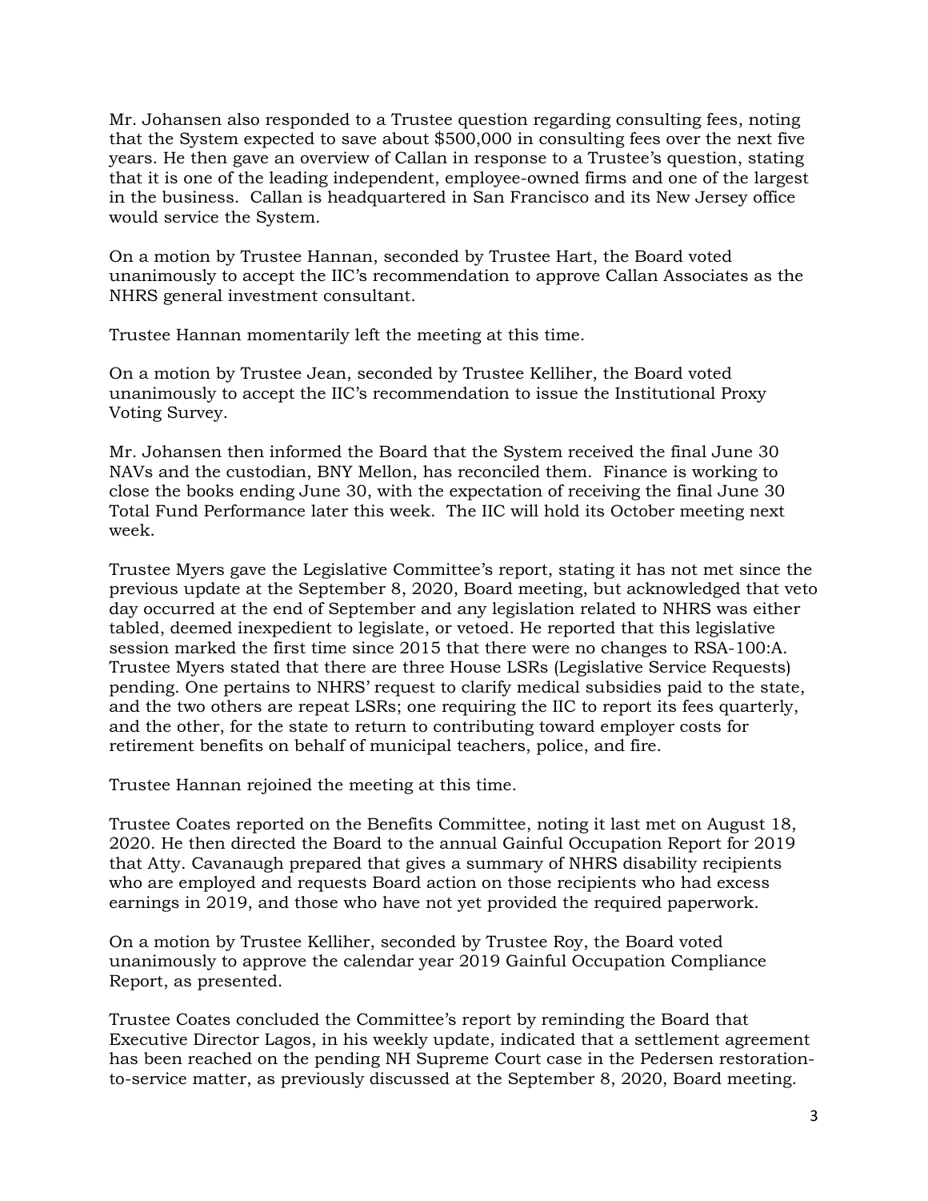Mr. Johansen also responded to a Trustee question regarding consulting fees, noting that the System expected to save about $500,000 in consulting fees over the next five years. He then gave an overview of Callan in response to a Trustee's question, stating that it is one of the leading independent, employee-owned firms and one of the largest in the business. Callan is headquartered in San Francisco and its New Jersey office would service the System.

On a motion by Trustee Hannan, seconded by Trustee Hart, the Board voted unanimously to accept the IIC's recommendation to approve Callan Associates as the NHRS general investment consultant.

Trustee Hannan momentarily left the meeting at this time.

On a motion by Trustee Jean, seconded by Trustee Kelliher, the Board voted unanimously to accept the IIC's recommendation to issue the Institutional Proxy Voting Survey.

Mr. Johansen then informed the Board that the System received the final June 30 NAVs and the custodian, BNY Mellon, has reconciled them. Finance is working to close the books ending June 30, with the expectation of receiving the final June 30 Total Fund Performance later this week. The IIC will hold its October meeting next week.

Trustee Myers gave the Legislative Committee's report, stating it has not met since the previous update at the September 8, 2020, Board meeting, but acknowledged that veto day occurred at the end of September and any legislation related to NHRS was either tabled, deemed inexpedient to legislate, or vetoed. He reported that this legislative session marked the first time since 2015 that there were no changes to RSA-100:A. Trustee Myers stated that there are three House LSRs (Legislative Service Requests) pending. One pertains to NHRS' request to clarify medical subsidies paid to the state, and the two others are repeat LSRs; one requiring the IIC to report its fees quarterly, and the other, for the state to return to contributing toward employer costs for retirement benefits on behalf of municipal teachers, police, and fire.

Trustee Hannan rejoined the meeting at this time.

Trustee Coates reported on the Benefits Committee, noting it last met on August 18, 2020. He then directed the Board to the annual Gainful Occupation Report for 2019 that Atty. Cavanaugh prepared that gives a summary of NHRS disability recipients who are employed and requests Board action on those recipients who had excess earnings in 2019, and those who have not yet provided the required paperwork.

On a motion by Trustee Kelliher, seconded by Trustee Roy, the Board voted unanimously to approve the calendar year 2019 Gainful Occupation Compliance Report, as presented.

Trustee Coates concluded the Committee's report by reminding the Board that Executive Director Lagos, in his weekly update, indicated that a settlement agreement has been reached on the pending NH Supreme Court case in the Pedersen restoration-to-service matter, as previously discussed at the September 8, 2020, Board meeting.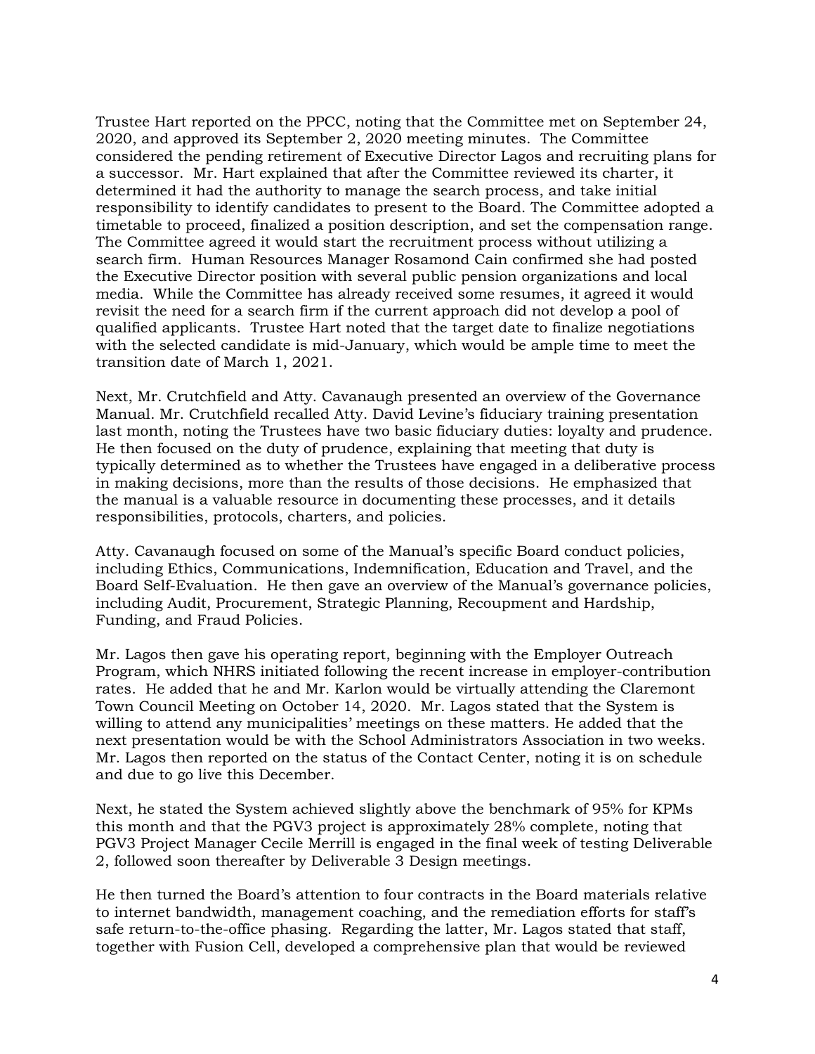Trustee Hart reported on the PPCC, noting that the Committee met on September 24, 2020, and approved its September 2, 2020 meeting minutes. The Committee considered the pending retirement of Executive Director Lagos and recruiting plans for a successor. Mr. Hart explained that after the Committee reviewed its charter, it determined it had the authority to manage the search process, and take initial responsibility to identify candidates to present to the Board. The Committee adopted a timetable to proceed, finalized a position description, and set the compensation range. The Committee agreed it would start the recruitment process without utilizing a search firm. Human Resources Manager Rosamond Cain confirmed she had posted the Executive Director position with several public pension organizations and local media. While the Committee has already received some resumes, it agreed it would revisit the need for a search firm if the current approach did not develop a pool of qualified applicants. Trustee Hart noted that the target date to finalize negotiations with the selected candidate is mid-January, which would be ample time to meet the transition date of March 1, 2021.

Next, Mr. Crutchfield and Atty. Cavanaugh presented an overview of the Governance Manual. Mr. Crutchfield recalled Atty. David Levine's fiduciary training presentation last month, noting the Trustees have two basic fiduciary duties: loyalty and prudence. He then focused on the duty of prudence, explaining that meeting that duty is typically determined as to whether the Trustees have engaged in a deliberative process in making decisions, more than the results of those decisions. He emphasized that the manual is a valuable resource in documenting these processes, and it details responsibilities, protocols, charters, and policies.

Atty. Cavanaugh focused on some of the Manual's specific Board conduct policies, including Ethics, Communications, Indemnification, Education and Travel, and the Board Self-Evaluation. He then gave an overview of the Manual's governance policies, including Audit, Procurement, Strategic Planning, Recoupment and Hardship, Funding, and Fraud Policies.

Mr. Lagos then gave his operating report, beginning with the Employer Outreach Program, which NHRS initiated following the recent increase in employer-contribution rates. He added that he and Mr. Karlon would be virtually attending the Claremont Town Council Meeting on October 14, 2020. Mr. Lagos stated that the System is willing to attend any municipalities' meetings on these matters. He added that the next presentation would be with the School Administrators Association in two weeks. Mr. Lagos then reported on the status of the Contact Center, noting it is on schedule and due to go live this December.

Next, he stated the System achieved slightly above the benchmark of 95% for KPMs this month and that the PGV3 project is approximately 28% complete, noting that PGV3 Project Manager Cecile Merrill is engaged in the final week of testing Deliverable 2, followed soon thereafter by Deliverable 3 Design meetings.

He then turned the Board's attention to four contracts in the Board materials relative to internet bandwidth, management coaching, and the remediation efforts for staff's safe return-to-the-office phasing. Regarding the latter, Mr. Lagos stated that staff, together with Fusion Cell, developed a comprehensive plan that would be reviewed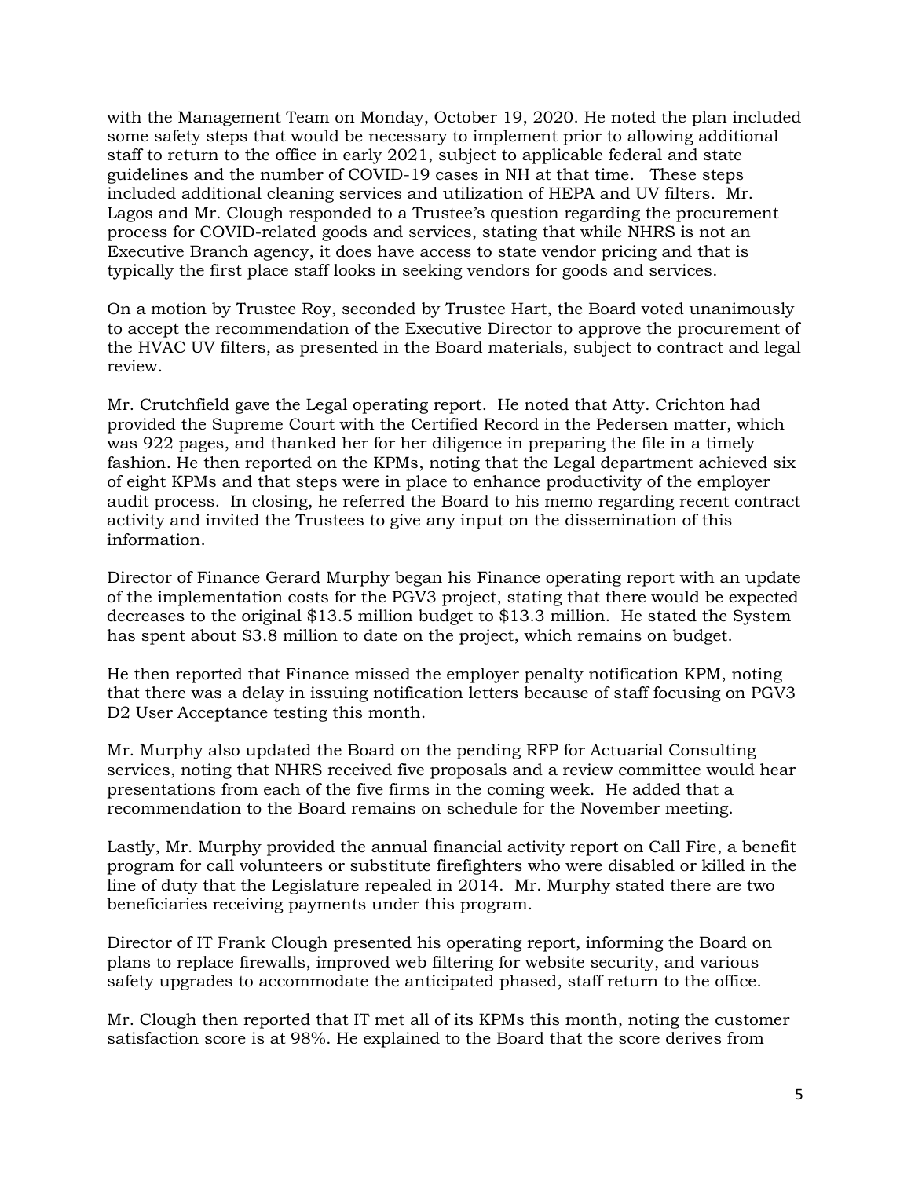with the Management Team on Monday, October 19, 2020. He noted the plan included some safety steps that would be necessary to implement prior to allowing additional staff to return to the office in early 2021, subject to applicable federal and state guidelines and the number of COVID-19 cases in NH at that time. These steps included additional cleaning services and utilization of HEPA and UV filters. Mr. Lagos and Mr. Clough responded to a Trustee's question regarding the procurement process for COVID-related goods and services, stating that while NHRS is not an Executive Branch agency, it does have access to state vendor pricing and that is typically the first place staff looks in seeking vendors for goods and services.

On a motion by Trustee Roy, seconded by Trustee Hart, the Board voted unanimously to accept the recommendation of the Executive Director to approve the procurement of the HVAC UV filters, as presented in the Board materials, subject to contract and legal review.

Mr. Crutchfield gave the Legal operating report. He noted that Atty. Crichton had provided the Supreme Court with the Certified Record in the Pedersen matter, which was 922 pages, and thanked her for her diligence in preparing the file in a timely fashion. He then reported on the KPMs, noting that the Legal department achieved six of eight KPMs and that steps were in place to enhance productivity of the employer audit process. In closing, he referred the Board to his memo regarding recent contract activity and invited the Trustees to give any input on the dissemination of this information.

Director of Finance Gerard Murphy began his Finance operating report with an update of the implementation costs for the PGV3 project, stating that there would be expected decreases to the original $13.5 million budget to $13.3 million. He stated the System has spent about $3.8 million to date on the project, which remains on budget.

He then reported that Finance missed the employer penalty notification KPM, noting that there was a delay in issuing notification letters because of staff focusing on PGV3 D2 User Acceptance testing this month.

Mr. Murphy also updated the Board on the pending RFP for Actuarial Consulting services, noting that NHRS received five proposals and a review committee would hear presentations from each of the five firms in the coming week. He added that a recommendation to the Board remains on schedule for the November meeting.

Lastly, Mr. Murphy provided the annual financial activity report on Call Fire, a benefit program for call volunteers or substitute firefighters who were disabled or killed in the line of duty that the Legislature repealed in 2014. Mr. Murphy stated there are two beneficiaries receiving payments under this program.

Director of IT Frank Clough presented his operating report, informing the Board on plans to replace firewalls, improved web filtering for website security, and various safety upgrades to accommodate the anticipated phased, staff return to the office.

Mr. Clough then reported that IT met all of its KPMs this month, noting the customer satisfaction score is at 98%. He explained to the Board that the score derives from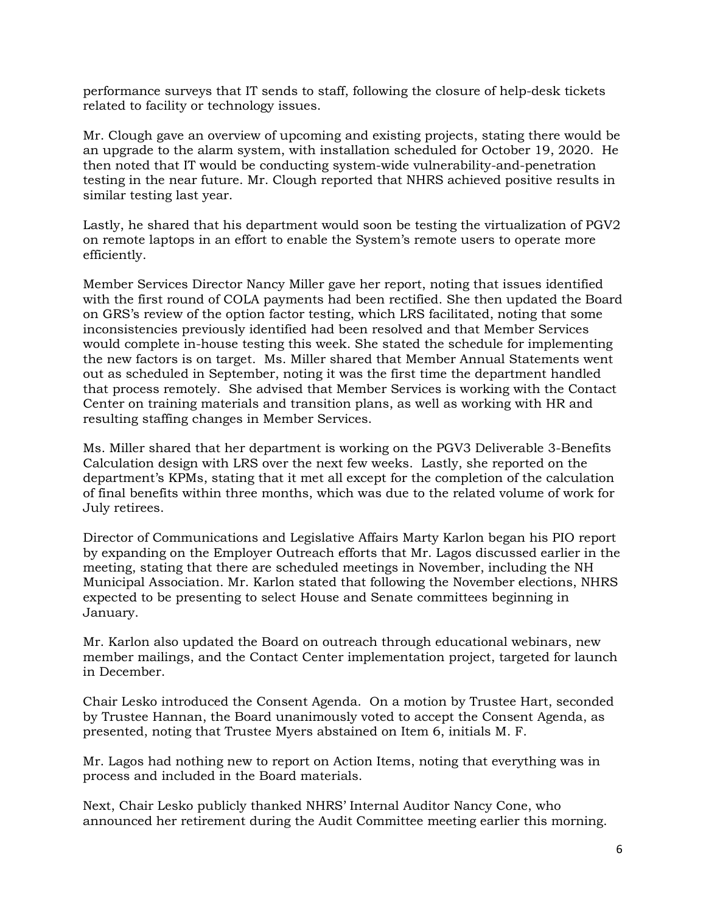performance surveys that IT sends to staff, following the closure of help-desk tickets related to facility or technology issues.

Mr. Clough gave an overview of upcoming and existing projects, stating there would be an upgrade to the alarm system, with installation scheduled for October 19, 2020. He then noted that IT would be conducting system-wide vulnerability-and-penetration testing in the near future. Mr. Clough reported that NHRS achieved positive results in similar testing last year.

Lastly, he shared that his department would soon be testing the virtualization of PGV2 on remote laptops in an effort to enable the System's remote users to operate more efficiently.

Member Services Director Nancy Miller gave her report, noting that issues identified with the first round of COLA payments had been rectified. She then updated the Board on GRS's review of the option factor testing, which LRS facilitated, noting that some inconsistencies previously identified had been resolved and that Member Services would complete in-house testing this week. She stated the schedule for implementing the new factors is on target. Ms. Miller shared that Member Annual Statements went out as scheduled in September, noting it was the first time the department handled that process remotely. She advised that Member Services is working with the Contact Center on training materials and transition plans, as well as working with HR and resulting staffing changes in Member Services.

Ms. Miller shared that her department is working on the PGV3 Deliverable 3-Benefits Calculation design with LRS over the next few weeks. Lastly, she reported on the department's KPMs, stating that it met all except for the completion of the calculation of final benefits within three months, which was due to the related volume of work for July retirees.

Director of Communications and Legislative Affairs Marty Karlon began his PIO report by expanding on the Employer Outreach efforts that Mr. Lagos discussed earlier in the meeting, stating that there are scheduled meetings in November, including the NH Municipal Association. Mr. Karlon stated that following the November elections, NHRS expected to be presenting to select House and Senate committees beginning in January.

Mr. Karlon also updated the Board on outreach through educational webinars, new member mailings, and the Contact Center implementation project, targeted for launch in December.

Chair Lesko introduced the Consent Agenda. On a motion by Trustee Hart, seconded by Trustee Hannan, the Board unanimously voted to accept the Consent Agenda, as presented, noting that Trustee Myers abstained on Item 6, initials M. F.

Mr. Lagos had nothing new to report on Action Items, noting that everything was in process and included in the Board materials.

Next, Chair Lesko publicly thanked NHRS' Internal Auditor Nancy Cone, who announced her retirement during the Audit Committee meeting earlier this morning.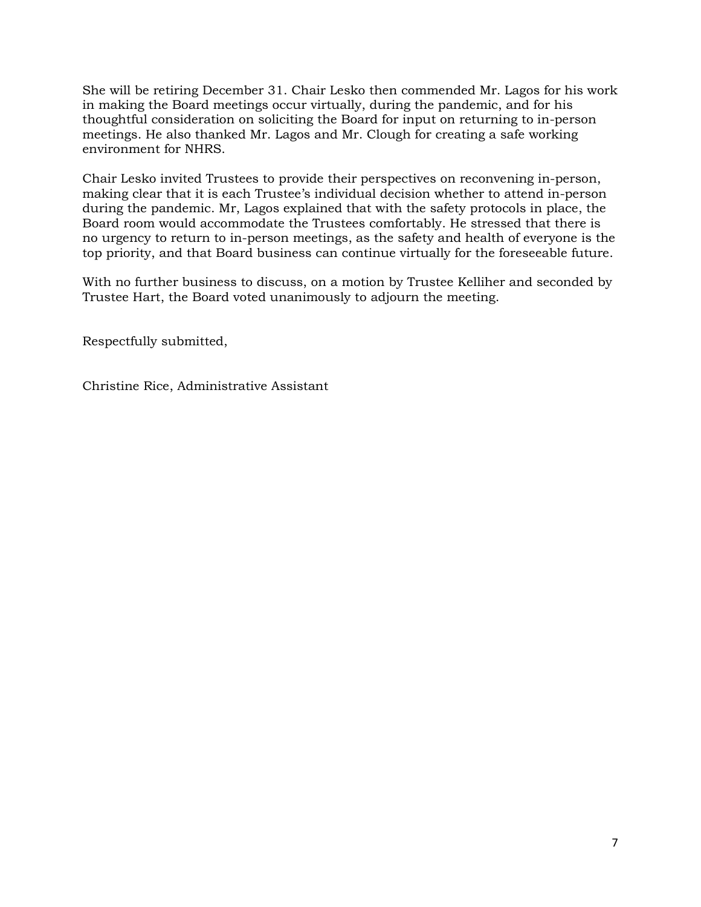She will be retiring December 31. Chair Lesko then commended Mr. Lagos for his work in making the Board meetings occur virtually, during the pandemic, and for his thoughtful consideration on soliciting the Board for input on returning to in-person meetings. He also thanked Mr. Lagos and Mr. Clough for creating a safe working environment for NHRS.

Chair Lesko invited Trustees to provide their perspectives on reconvening in-person, making clear that it is each Trustee's individual decision whether to attend in-person during the pandemic. Mr, Lagos explained that with the safety protocols in place, the Board room would accommodate the Trustees comfortably. He stressed that there is no urgency to return to in-person meetings, as the safety and health of everyone is the top priority, and that Board business can continue virtually for the foreseeable future.

With no further business to discuss, on a motion by Trustee Kelliher and seconded by Trustee Hart, the Board voted unanimously to adjourn the meeting.

Respectfully submitted,

Christine Rice, Administrative Assistant